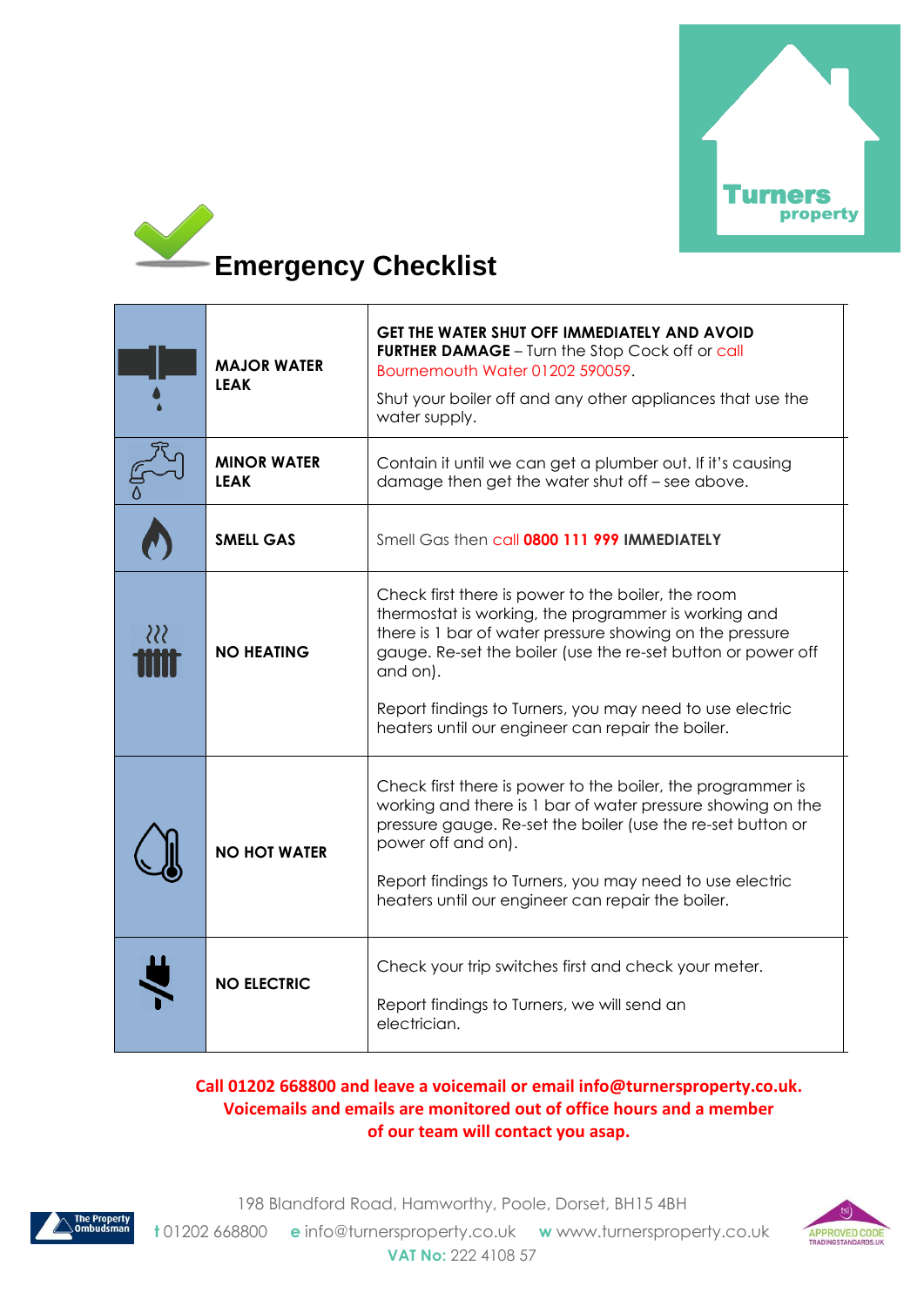Turners property

# Emergency Checklist

| | | |
|---|---|---|
| | **MAJOR WATER LEAK** | **GET THE WATER SHUT OFF IMMEDIATELY AND AVOID FURTHER DAMAGE** – Turn the Stop Cock off or call Bournemouth Water 01202 590059.<br><br>Shut your boiler off and any other appliances that use the water supply. |
| | **MINOR WATER LEAK** | Contain it until we can get a plumber out. If it's causing damage then get the water shut off – see above. |
| | **SMELL GAS** | Smell Gas then call **0800 111 999 IMMEDIATELY** |
| | **NO HEATING** | Check first there is power to the boiler, the room thermostat is working, the programmer is working and there is 1 bar of water pressure showing on the pressure gauge. Re-set the boiler (use the re-set button or power off and on).<br><br>Report findings to Turners, you may need to use electric heaters until our engineer can repair the boiler. |
| | **NO HOT WATER** | Check first there is power to the boiler, the programmer is working and there is 1 bar of water pressure showing on the pressure gauge. Re-set the boiler (use the re-set button or power off and on).<br><br>Report findings to Turners, you may need to use electric heaters until our engineer can repair the boiler. |
| | **NO ELECTRIC** | Check your trip switches first and check your meter.<br><br>Report findings to Turners, we will send an electrician. |

**Call 01202 668800 and leave a voicemail or email info@turnersproperty.co.uk. Voicemails and emails are monitored out of office hours and a member of our team will contact you asap.**

198 Blandford Road, Hamworthy, Poole, Dorset, BH15 4BH

**t** 01202 668800 **e** info@turnersproperty.co.uk **w** www.turnersproperty.co.uk

**VAT No:** 222 4108 57

The Property Ombudsman

APPROVED CODE TRADINGSTANDARDS.UK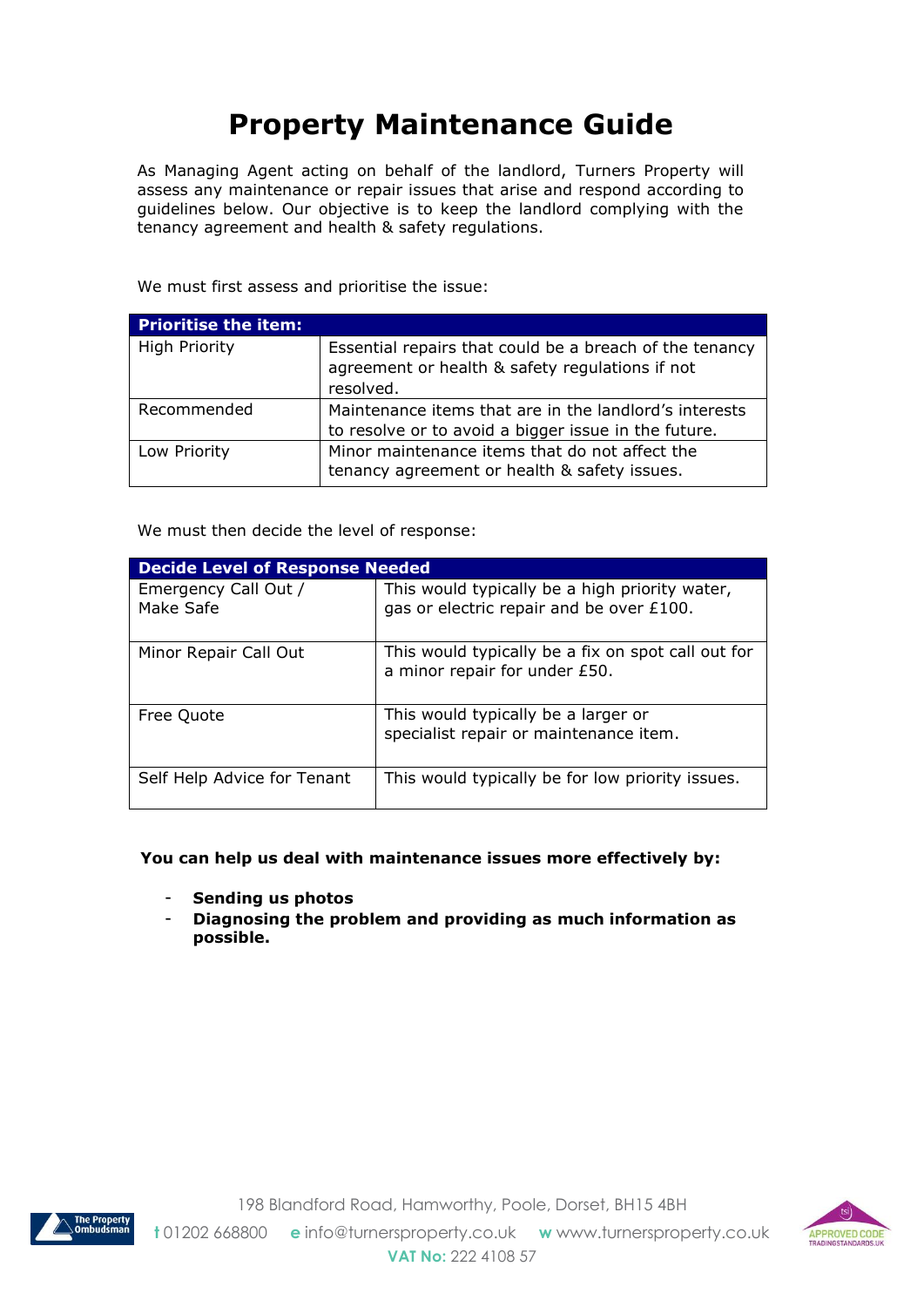# Property Maintenance Guide

As Managing Agent acting on behalf of the landlord, Turners Property will assess any maintenance or repair issues that arise and respond according to guidelines below. Our objective is to keep the landlord complying with the tenancy agreement and health & safety regulations.

We must first assess and prioritise the issue:

| **Prioritise the item:** | |
|---|---|
| High Priority | Essential repairs that could be a breach of the tenancy agreement or health & safety regulations if not resolved. |
| Recommended | Maintenance items that are in the landlord's interests to resolve or to avoid a bigger issue in the future. |
| Low Priority | Minor maintenance items that do not affect the tenancy agreement or health & safety issues. |

We must then decide the level of response:

| **Decide Level of Response Needed** | |
|---|---|
| Emergency Call Out / Make Safe | This would typically be a high priority water, gas or electric repair and be over £100. |
| Minor Repair Call Out | This would typically be a fix on spot call out for a minor repair for under £50. |
| Free Quote | This would typically be a larger or specialist repair or maintenance item. |
| Self Help Advice for Tenant | This would typically be for low priority issues. |

**You can help us deal with maintenance issues more effectively by:**

- **Sending us photos**
- **Diagnosing the problem and providing as much information as possible.**

198 Blandford Road, Hamworthy, Poole, Dorset, BH15 4BH

t 01202 668800  e info@turnersproperty.co.uk  w www.turnersproperty.co.uk

VAT No: 222 4108 57